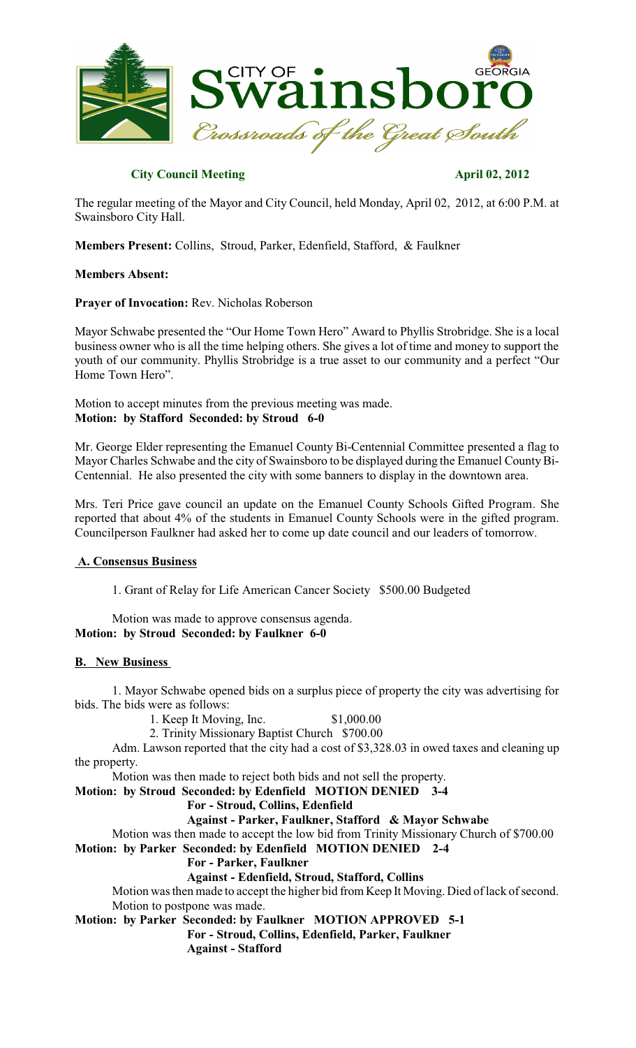# CITY OF Swainsboro GEORGIA

*Crossroads of the Great South*

**City Council Meeting** **April 02, 2012**

The regular meeting of the Mayor and City Council, held Monday, April 02, 2012, at 6:00 P.M. at Swainsboro City Hall.

**Members Present:** Collins, Stroud, Parker, Edenfield, Stafford, & Faulkner

**Members Absent:**

**Prayer of Invocation:** Rev. Nicholas Roberson

Mayor Schwabe presented the "Our Home Town Hero" Award to Phyllis Strobridge. She is a local business owner who is all the time helping others. She gives a lot of time and money to support the youth of our community. Phyllis Strobridge is a true asset to our community and a perfect "Our Home Town Hero".

Motion to accept minutes from the previous meeting was made.
**Motion: by Stafford Seconded: by Stroud 6-0**

Mr. George Elder representing the Emanuel County Bi-Centennial Committee presented a flag to Mayor Charles Schwabe and the city of Swainsboro to be displayed during the Emanuel County Bi-Centennial. He also presented the city with some banners to display in the downtown area.

Mrs. Teri Price gave council an update on the Emanuel County Schools Gifted Program. She reported that about 4% of the students in Emanuel County Schools were in the gifted program. Councilperson Faulkner had asked her to come up date council and our leaders of tomorrow.

## A. Consensus Business

1. Grant of Relay for Life American Cancer Society $500.00 Budgeted

Motion was made to approve consensus agenda.
**Motion: by Stroud Seconded: by Faulkner 6-0**

## B. New Business

1. Mayor Schwabe opened bids on a surplus piece of property the city was advertising for bids. The bids were as follows:

   1. Keep It Moving, Inc. $1,000.00
   2. Trinity Missionary Baptist Church $700.00

Adm. Lawson reported that the city had a cost of $3,328.03 in owed taxes and cleaning up the property.

Motion was then made to reject both bids and not sell the property.
**Motion: by Stroud Seconded: by Edenfield MOTION DENIED 3-4**
**For - Stroud, Collins, Edenfield**
**Against - Parker, Faulkner, Stafford & Mayor Schwabe**

Motion was then made to accept the low bid from Trinity Missionary Church of $700.00
**Motion: by Parker Seconded: by Edenfield MOTION DENIED 2-4**
**For - Parker, Faulkner**
**Against - Edenfield, Stroud, Stafford, Collins**

Motion was then made to accept the higher bid from Keep It Moving. Died of lack of second.

Motion to postpone was made.
**Motion: by Parker Seconded: by Faulkner MOTION APPROVED 5-1**
**For - Stroud, Collins, Edenfield, Parker, Faulkner**
**Against - Stafford**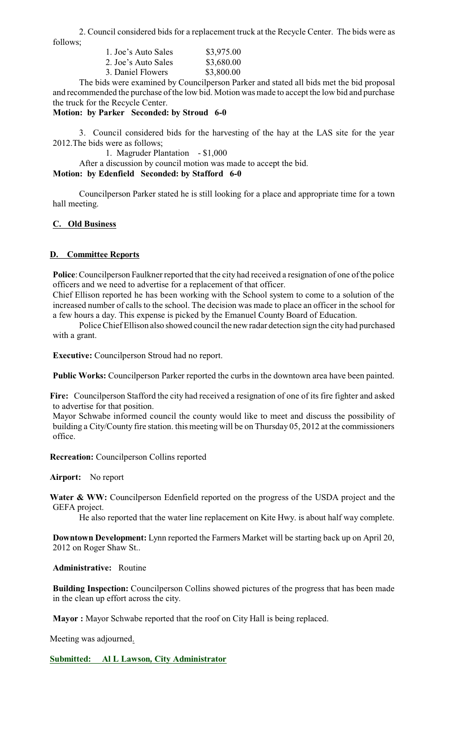2. Council considered bids for a replacement truck at the Recycle Center. The bids were as follows;

| | |
|---|---|
| 1. Joe's Auto Sales | $3,975.00 |
| 2. Joe's Auto Sales | $3,680.00 |
| 3. Daniel Flowers | $3,800.00 |

The bids were examined by Councilperson Parker and stated all bids met the bid proposal and recommended the purchase of the low bid. Motion was made to accept the low bid and purchase the truck for the Recycle Center.

**Motion: by Parker Seconded: by Stroud 6-0**

3. Council considered bids for the harvesting of the hay at the LAS site for the year 2012.The bids were as follows;

1. Magruder Plantation - $1,000

After a discussion by council motion was made to accept the bid.

**Motion: by Edenfield Seconded: by Stafford 6-0**

Councilperson Parker stated he is still looking for a place and appropriate time for a town hall meeting.

## C. Old Business

## D. Committee Reports

**Police**: Councilperson Faulkner reported that the city had received a resignation of one of the police officers and we need to advertise for a replacement of that officer.

Chief Ellison reported he has been working with the School system to come to a solution of the increased number of calls to the school. The decision was made to place an officer in the school for a few hours a day. This expense is picked by the Emanuel County Board of Education.

Police Chief Ellison also showed council the new radar detection sign the city had purchased with a grant.

**Executive:** Councilperson Stroud had no report.

**Public Works:** Councilperson Parker reported the curbs in the downtown area have been painted.

**Fire:** Councilperson Stafford the city had received a resignation of one of its fire fighter and asked to advertise for that position.

Mayor Schwabe informed council the county would like to meet and discuss the possibility of building a City/County fire station. this meeting will be on Thursday 05, 2012 at the commissioners office.

**Recreation:** Councilperson Collins reported

**Airport:** No report

**Water & WW:** Councilperson Edenfield reported on the progress of the USDA project and the GEFA project.

He also reported that the water line replacement on Kite Hwy. is about half way complete.

**Downtown Development:** Lynn reported the Farmers Market will be starting back up on April 20, 2012 on Roger Shaw St..

**Administrative:** Routine

**Building Inspection:** Councilperson Collins showed pictures of the progress that has been made in the clean up effort across the city.

**Mayor :** Mayor Schwabe reported that the roof on City Hall is being replaced.

Meeting was adjourned.

**Submitted: Al L Lawson, City Administrator**